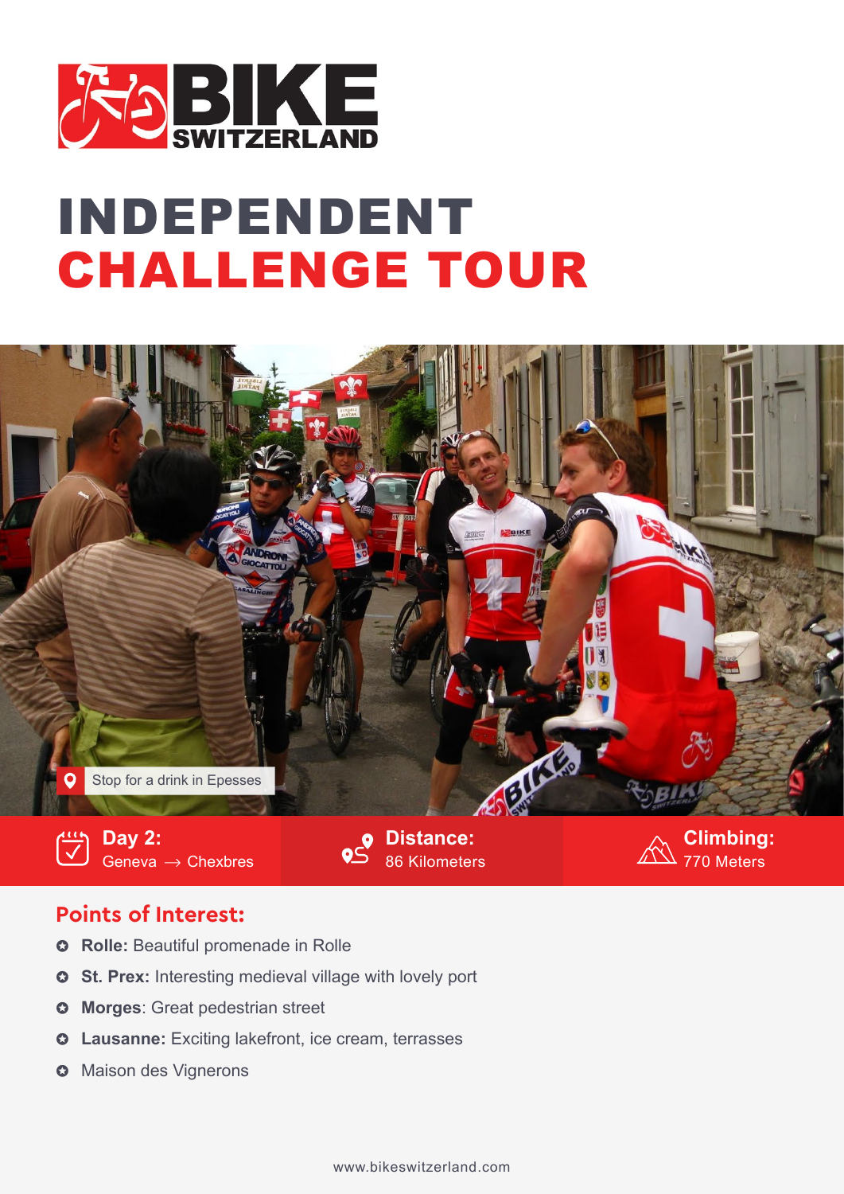# INDEPENDENT CHALLENGE TOUR

Stop for a drink in Epesses

**Day 2:** Geneva → Chexbres

**Distance:** 86 Kilometers

**Climbing:** 770 Meters

## Points of Interest:

- **Rolle:** Beautiful promenade in Rolle
- **St. Prex:** Interesting medieval village with lovely port
- **Morges**: Great pedestrian street
- **Lausanne:** Exciting lakefront, ice cream, terrasses
- Maison des Vignerons

www.bikeswitzerland.com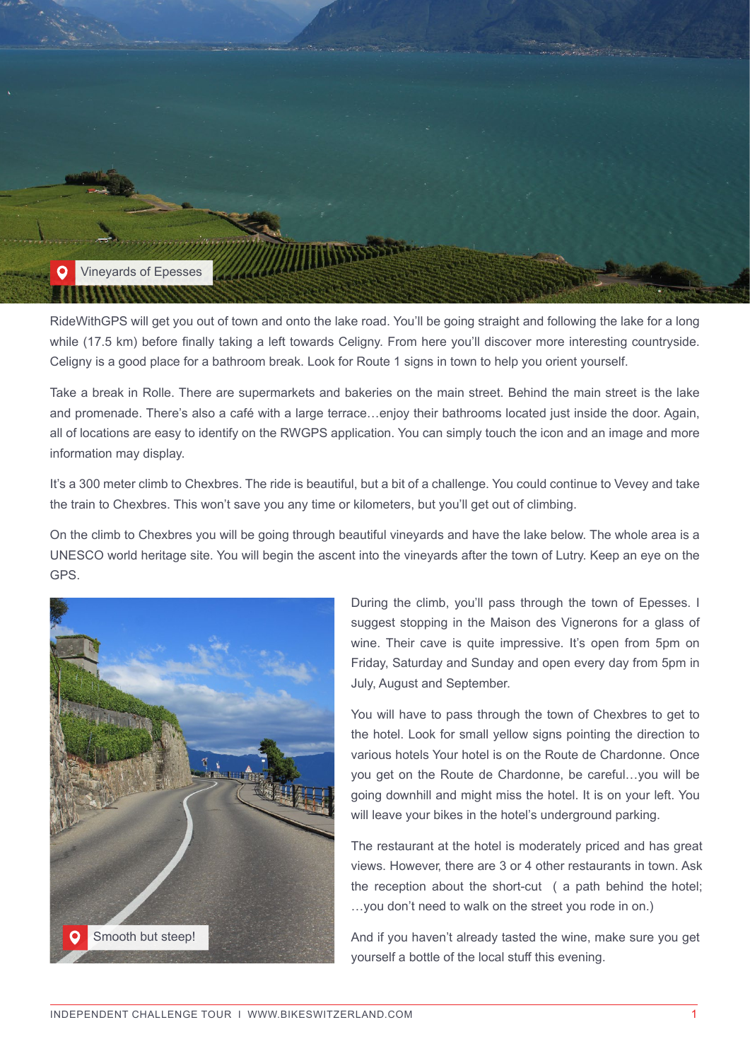Vineyards of Epesses

RideWithGPS will get you out of town and onto the lake road. You'll be going straight and following the lake for a long while (17.5 km) before finally taking a left towards Celigny. From here you'll discover more interesting countryside. Celigny is a good place for a bathroom break. Look for Route 1 signs in town to help you orient yourself.

Take a break in Rolle. There are supermarkets and bakeries on the main street. Behind the main street is the lake and promenade. There's also a café with a large terrace…enjoy their bathrooms located just inside the door. Again, all of locations are easy to identify on the RWGPS application. You can simply touch the icon and an image and more information may display.

It's a 300 meter climb to Chexbres. The ride is beautiful, but a bit of a challenge. You could continue to Vevey and take the train to Chexbres. This won't save you any time or kilometers, but you'll get out of climbing.

On the climb to Chexbres you will be going through beautiful vineyards and have the lake below. The whole area is a UNESCO world heritage site. You will begin the ascent into the vineyards after the town of Lutry. Keep an eye on the GPS.

Smooth but steep!

During the climb, you'll pass through the town of Epesses. I suggest stopping in the Maison des Vignerons for a glass of wine. Their cave is quite impressive. It's open from 5pm on Friday, Saturday and Sunday and open every day from 5pm in July, August and September.

You will have to pass through the town of Chexbres to get to the hotel. Look for small yellow signs pointing the direction to various hotels Your hotel is on the Route de Chardonne. Once you get on the Route de Chardonne, be careful…you will be going downhill and might miss the hotel. It is on your left. You will leave your bikes in the hotel's underground parking.

The restaurant at the hotel is moderately priced and has great views. However, there are 3 or 4 other restaurants in town. Ask the reception about the short-cut ( a path behind the hotel; …you don't need to walk on the street you rode in on.)

And if you haven't already tasted the wine, make sure you get yourself a bottle of the local stuff this evening.